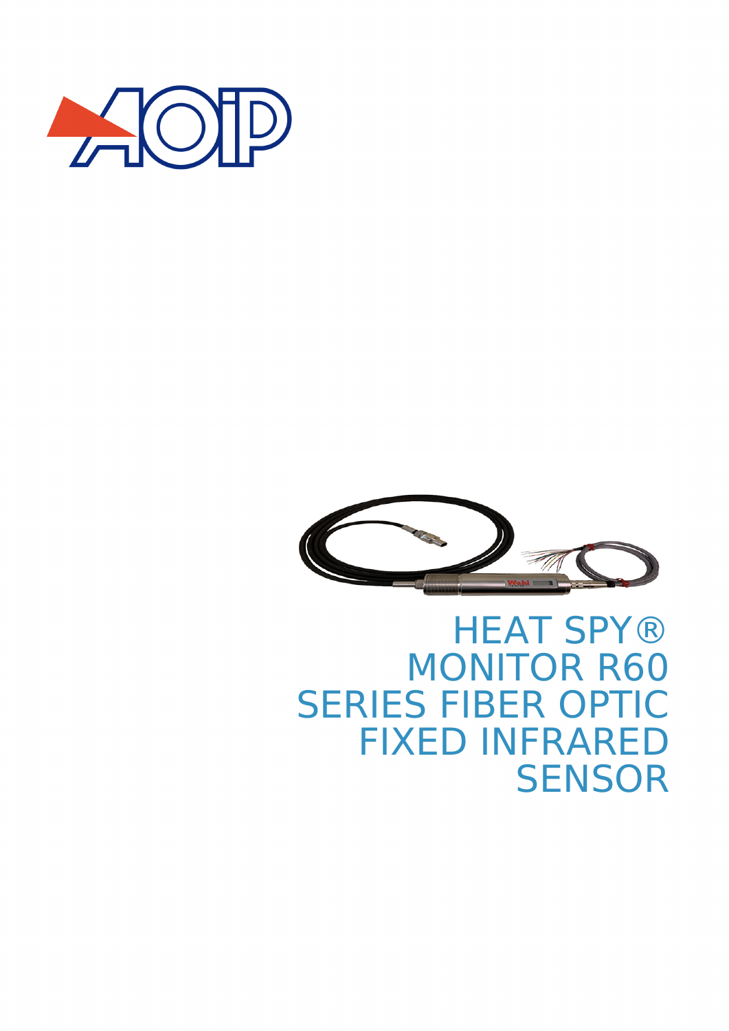# HEAT SPY® MONITOR R60 SERIES FIBER OPTIC FIXED INFRARED SENSOR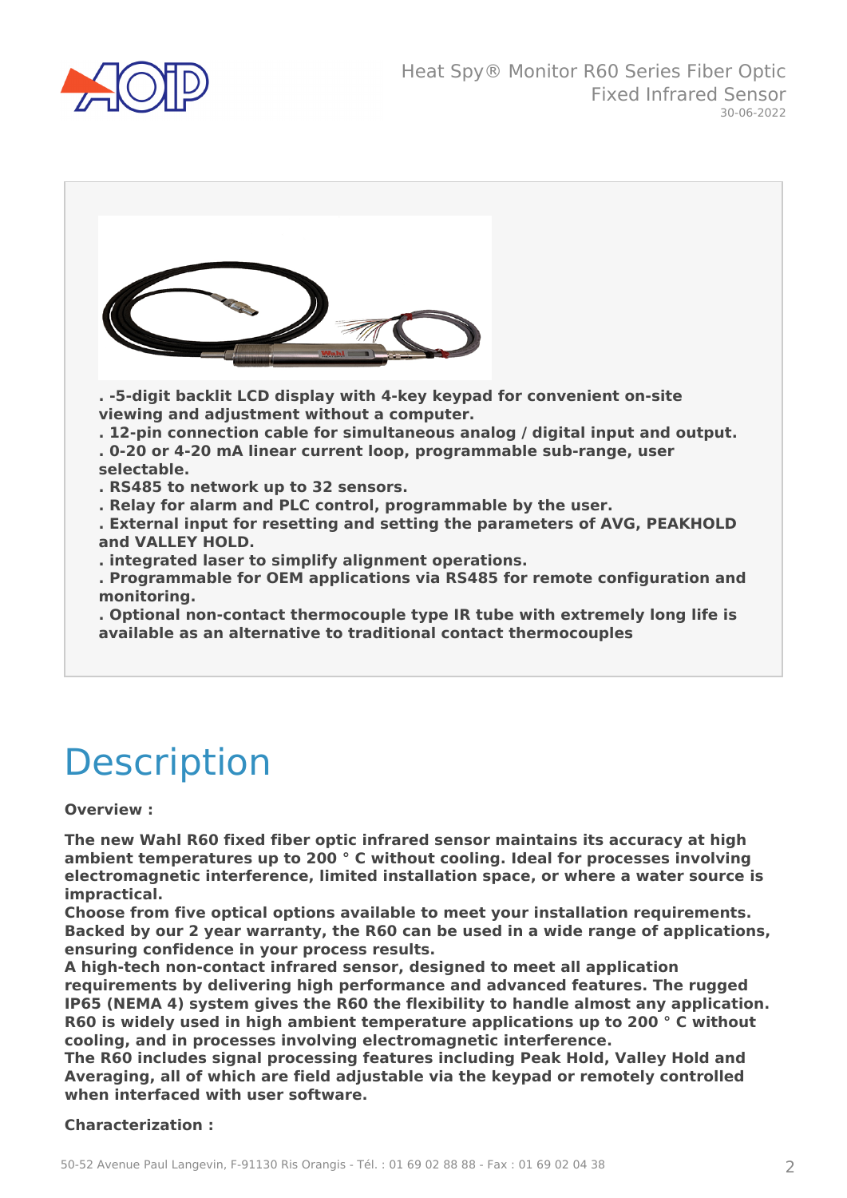**. -5-digit backlit LCD display with 4-key keypad for convenient on-site viewing and adjustment without a computer.**
**. 12-pin connection cable for simultaneous analog / digital input and output.**
**. 0-20 or 4-20 mA linear current loop, programmable sub-range, user selectable.**
**. RS485 to network up to 32 sensors.**
**. Relay for alarm and PLC control, programmable by the user.**
**. External input for resetting and setting the parameters of AVG, PEAKHOLD and VALLEY HOLD.**
**. integrated laser to simplify alignment operations.**
**. Programmable for OEM applications via RS485 for remote configuration and monitoring.**
**. Optional non-contact thermocouple type IR tube with extremely long life is available as an alternative to traditional contact thermocouples**

# Description

**Overview :**

**The new Wahl R60 fixed fiber optic infrared sensor maintains its accuracy at high ambient temperatures up to 200 ° C without cooling. Ideal for processes involving electromagnetic interference, limited installation space, or where a water source is impractical.**
**Choose from five optical options available to meet your installation requirements. Backed by our 2 year warranty, the R60 can be used in a wide range of applications, ensuring confidence in your process results.**
**A high-tech non-contact infrared sensor, designed to meet all application requirements by delivering high performance and advanced features. The rugged IP65 (NEMA 4) system gives the R60 the flexibility to handle almost any application. R60 is widely used in high ambient temperature applications up to 200 ° C without cooling, and in processes involving electromagnetic interference.**
**The R60 includes signal processing features including Peak Hold, Valley Hold and Averaging, all of which are field adjustable via the keypad or remotely controlled when interfaced with user software.**

**Characterization :**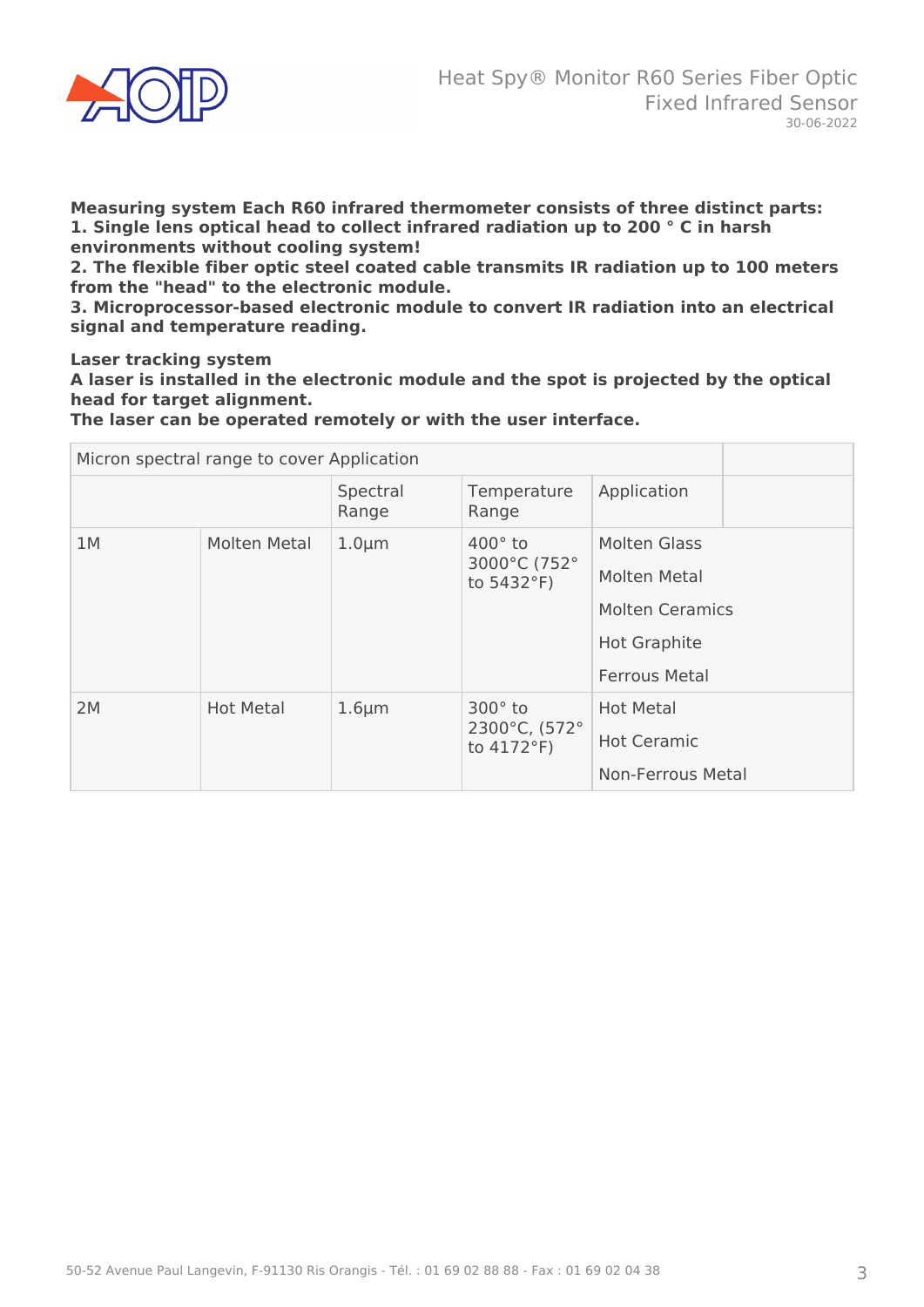**Measuring system Each R60 infrared thermometer consists of three distinct parts:**
**1. Single lens optical head to collect infrared radiation up to 200 ° C in harsh environments without cooling system!**
**2. The flexible fiber optic steel coated cable transmits IR radiation up to 100 meters from the "head" to the electronic module.**
**3. Microprocessor-based electronic module to convert IR radiation into an electrical signal and temperature reading.**

**Laser tracking system**
**A laser is installed in the electronic module and the spot is projected by the optical head for target alignment.**
**The laser can be operated remotely or with the user interface.**

| Micron spectral range to cover Application | | | | | |
|---|---|---|---|---|---|
| | | Spectral Range | Temperature Range | Application | |
| 1M | Molten Metal | 1.0µm | 400° to 3000°C (752° to 5432°F) | Molten Glass<br>Molten Metal<br>Molten Ceramics<br>Hot Graphite<br>Ferrous Metal | |
| 2M | Hot Metal | 1.6µm | 300° to 2300°C, (572° to 4172°F) | Hot Metal<br>Hot Ceramic<br>Non-Ferrous Metal | |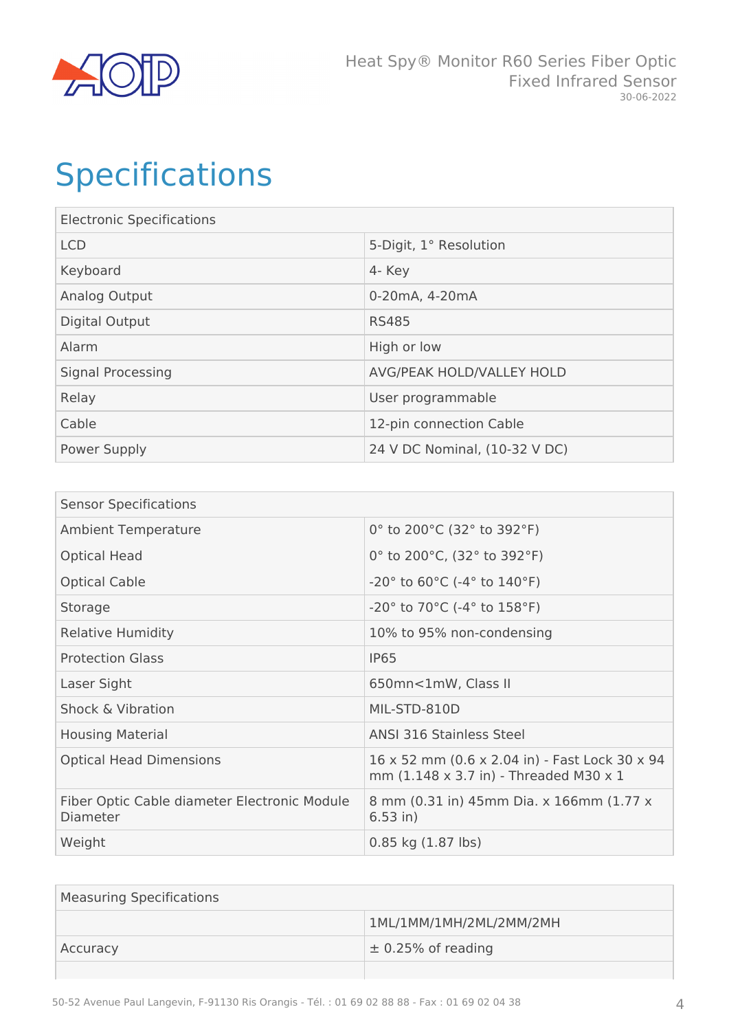# Specifications

| Electronic Specifications | |
|---|---|
| LCD | 5-Digit, 1° Resolution |
| Keyboard | 4- Key |
| Analog Output | 0-20mA, 4-20mA |
| Digital Output | RS485 |
| Alarm | High or low |
| Signal Processing | AVG/PEAK HOLD/VALLEY HOLD |
| Relay | User programmable |
| Cable | 12-pin connection Cable |
| Power Supply | 24 V DC Nominal, (10-32 V DC) |

| Sensor Specifications | |
|---|---|
| Ambient Temperature | 0° to 200°C (32° to 392°F) |
| Optical Head | 0° to 200°C, (32° to 392°F) |
| Optical Cable | -20° to 60°C (-4° to 140°F) |
| Storage | -20° to 70°C (-4° to 158°F) |
| Relative Humidity | 10% to 95% non-condensing |
| Protection Glass | IP65 |
| Laser Sight | 650mn<1mW, Class II |
| Shock & Vibration | MIL-STD-810D |
| Housing Material | ANSI 316 Stainless Steel |
| Optical Head Dimensions | 16 x 52 mm (0.6 x 2.04 in) - Fast Lock 30 x 94 mm (1.148 x 3.7 in) - Threaded M30 x 1 |
| Fiber Optic Cable diameter Electronic Module Diameter | 8 mm (0.31 in) 45mm Dia. x 166mm (1.77 x 6.53 in) |
| Weight | 0.85 kg (1.87 lbs) |

| Measuring Specifications | |
|---|---|
| | 1ML/1MM/1MH/2ML/2MM/2MH |
| Accuracy | ± 0.25% of reading |
| | |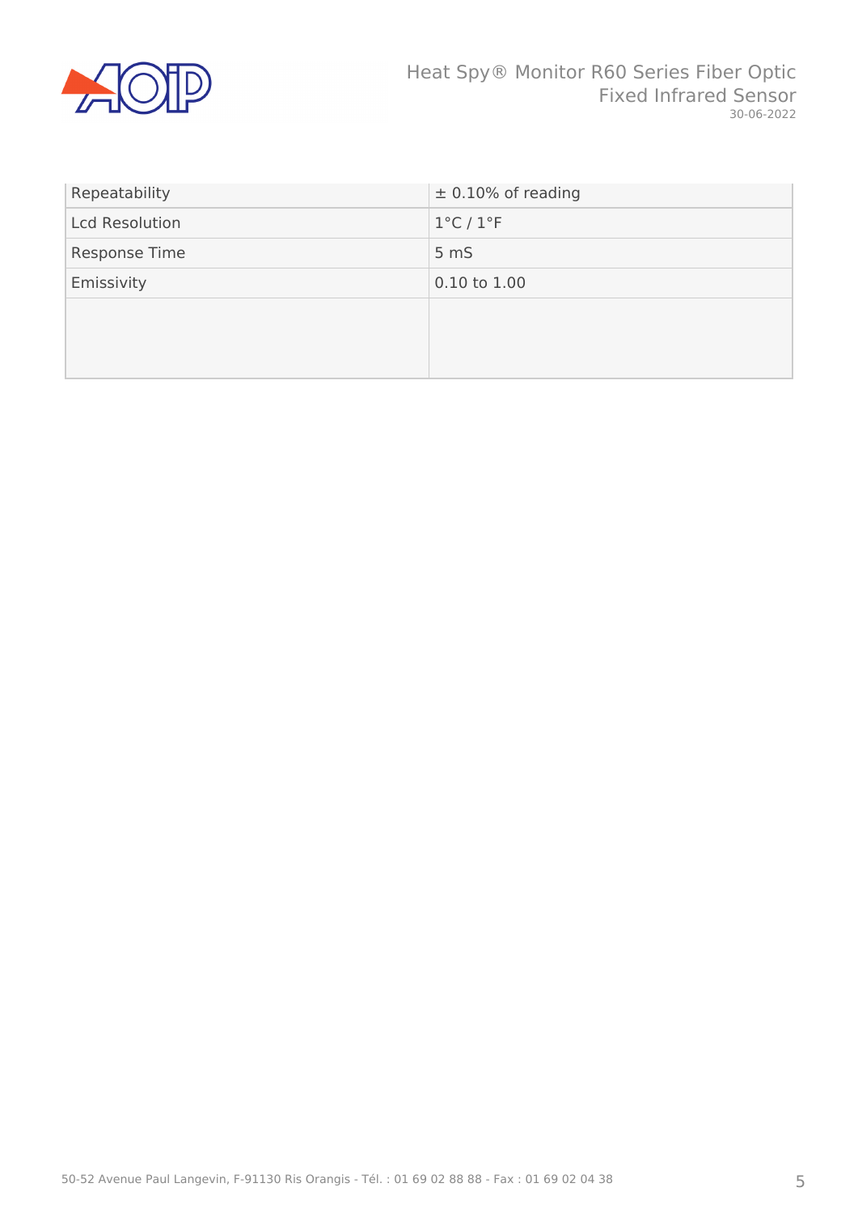| | |
|---|---|
| Repeatability | ± 0.10% of reading |
| Lcd Resolution | 1°C / 1°F |
| Response Time | 5 mS |
| Emissivity | 0.10 to 1.00 |
| | |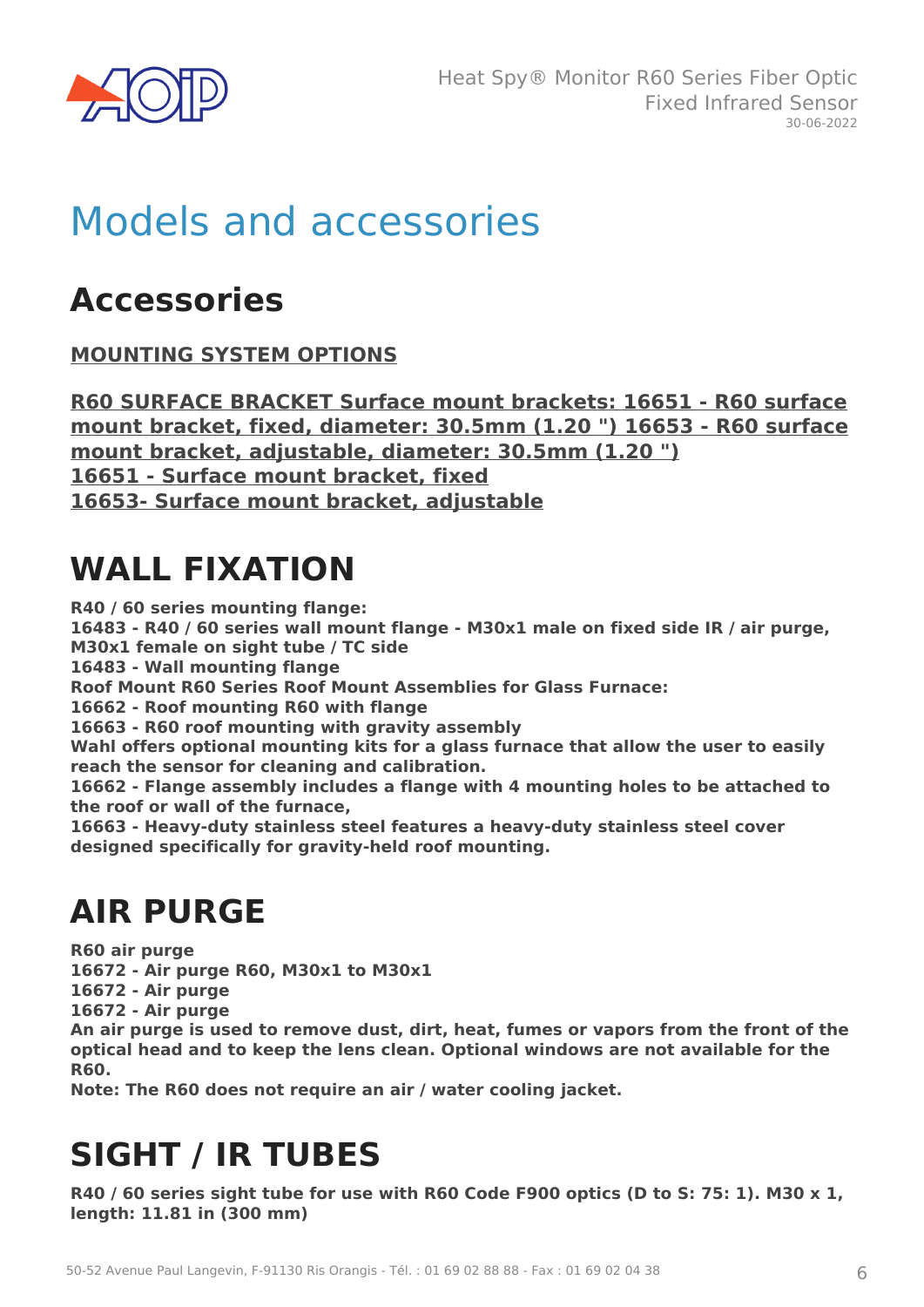# Models and accessories

## Accessories

**MOUNTING SYSTEM OPTIONS**

**R60 SURFACE BRACKET Surface mount brackets: 16651 - R60 surface mount bracket, fixed, diameter: 30.5mm (1.20 ") 16653 - R60 surface mount bracket, adjustable, diameter: 30.5mm (1.20 ")**
**16651 - Surface mount bracket, fixed**
**16653- Surface mount bracket, adjustable**

## WALL FIXATION

**R40 / 60 series mounting flange:**
**16483 - R40 / 60 series wall mount flange - M30x1 male on fixed side IR / air purge, M30x1 female on sight tube / TC side**
**16483 - Wall mounting flange**
**Roof Mount R60 Series Roof Mount Assemblies for Glass Furnace:**
**16662 - Roof mounting R60 with flange**
**16663 - R60 roof mounting with gravity assembly**
**Wahl offers optional mounting kits for a glass furnace that allow the user to easily reach the sensor for cleaning and calibration.**
**16662 - Flange assembly includes a flange with 4 mounting holes to be attached to the roof or wall of the furnace,**
**16663 - Heavy-duty stainless steel features a heavy-duty stainless steel cover designed specifically for gravity-held roof mounting.**

## AIR PURGE

**R60 air purge**
**16672 - Air purge R60, M30x1 to M30x1**
**16672 - Air purge**
**16672 - Air purge**
**An air purge is used to remove dust, dirt, heat, fumes or vapors from the front of the optical head and to keep the lens clean. Optional windows are not available for the R60.**
**Note: The R60 does not require an air / water cooling jacket.**

## SIGHT / IR TUBES

**R40 / 60 series sight tube for use with R60 Code F900 optics (D to S: 75: 1). M30 x 1, length: 11.81 in (300 mm)**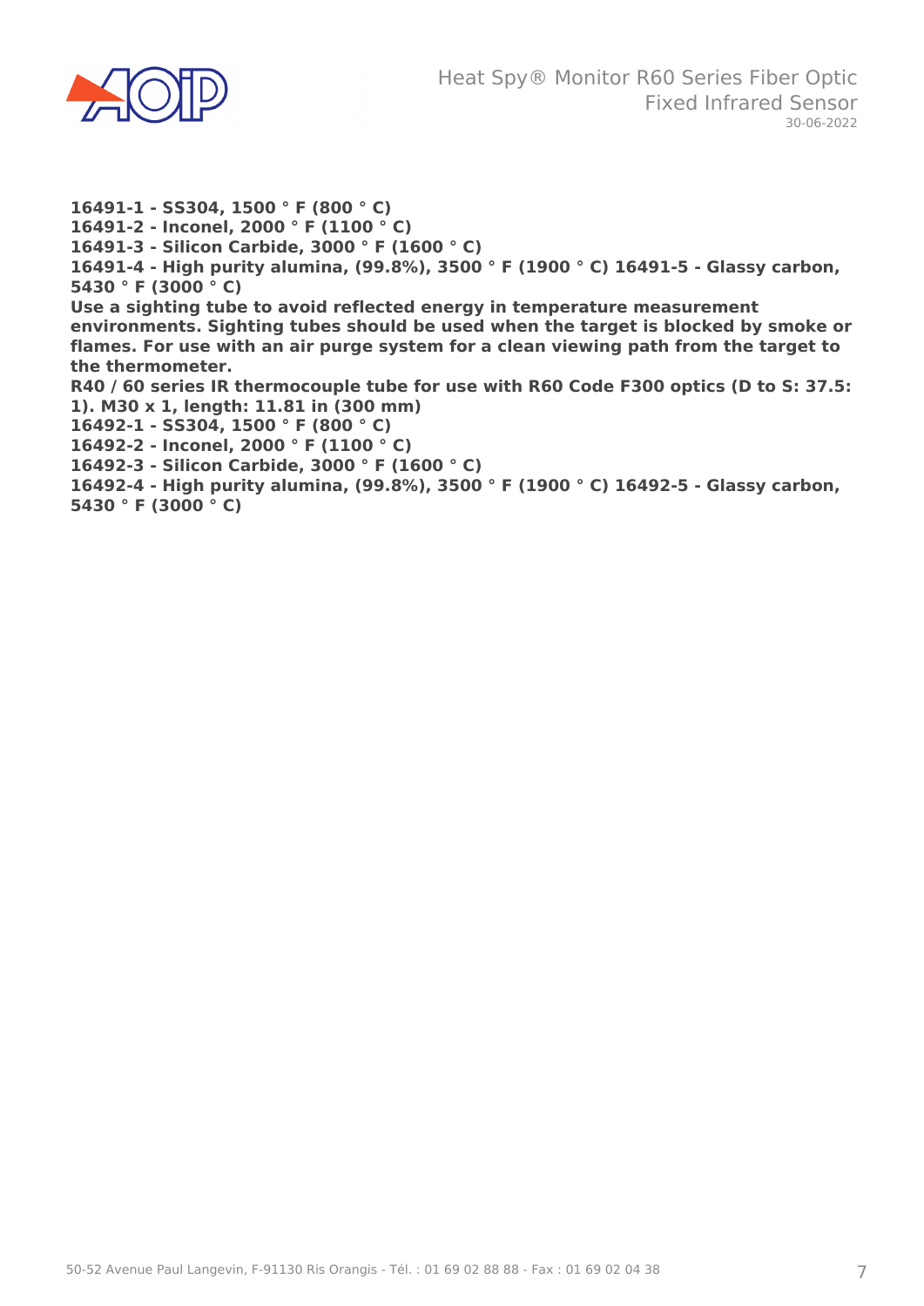**16491-1 - SS304, 1500 ° F (800 ° C)**
**16491-2 - Inconel, 2000 ° F (1100 ° C)**
**16491-3 - Silicon Carbide, 3000 ° F (1600 ° C)**
**16491-4 - High purity alumina, (99.8%), 3500 ° F (1900 ° C) 16491-5 - Glassy carbon, 5430 ° F (3000 ° C)**
**Use a sighting tube to avoid reflected energy in temperature measurement environments. Sighting tubes should be used when the target is blocked by smoke or flames. For use with an air purge system for a clean viewing path from the target to the thermometer.**
**R40 / 60 series IR thermocouple tube for use with R60 Code F300 optics (D to S: 37.5: 1). M30 x 1, length: 11.81 in (300 mm)**
**16492-1 - SS304, 1500 ° F (800 ° C)**
**16492-2 - Inconel, 2000 ° F (1100 ° C)**
**16492-3 - Silicon Carbide, 3000 ° F (1600 ° C)**
**16492-4 - High purity alumina, (99.8%), 3500 ° F (1900 ° C) 16492-5 - Glassy carbon, 5430 ° F (3000 ° C)**